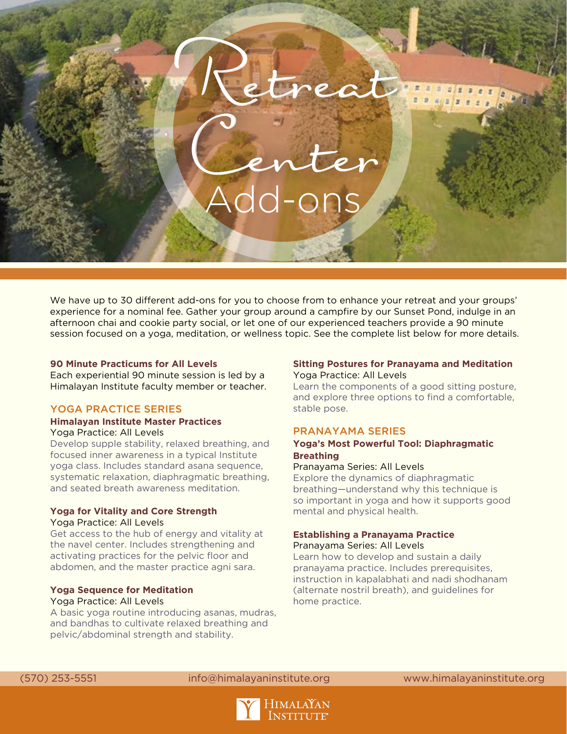# Retreat Center Add-ons

We have up to 30 different add-ons for you to choose from to enhance your retreat and your groups' experience for a nominal fee. Gather your group around a campfire by our Sunset Pond, indulge in an afternoon chai and cookie party social, or let one of our experienced teachers provide a 90 minute session focused on a yoga, meditation, or wellness topic. See the complete list below for more details.

**90 Minute Practicums for All Levels**
Each experiential 90 minute session is led by a Himalayan Institute faculty member or teacher.

## YOGA PRACTICE SERIES

### Himalayan Institute Master Practices

Yoga Practice: All Levels

Develop supple stability, relaxed breathing, and focused inner awareness in a typical Institute yoga class. Includes standard asana sequence, systematic relaxation, diaphragmatic breathing, and seated breath awareness meditation.

### Yoga for Vitality and Core Strength

Yoga Practice: All Levels

Get access to the hub of energy and vitality at the navel center. Includes strengthening and activating practices for the pelvic floor and abdomen, and the master practice agni sara.

### Yoga Sequence for Meditation

Yoga Practice: All Levels

A basic yoga routine introducing asanas, mudras, and bandhas to cultivate relaxed breathing and pelvic/abdominal strength and stability.

### Sitting Postures for Pranayama and Meditation

Yoga Practice: All Levels

Learn the components of a good sitting posture, and explore three options to find a comfortable, stable pose.

## PRANAYAMA SERIES

### Yoga's Most Powerful Tool: Diaphragmatic Breathing

Pranayama Series: All Levels

Explore the dynamics of diaphragmatic breathing—understand why this technique is so important in yoga and how it supports good mental and physical health.

### Establishing a Pranayama Practice

Pranayama Series: All Levels

Learn how to develop and sustain a daily pranayama practice. Includes prerequisites, instruction in kapalabhati and nadi shodhanam (alternate nostril breath), and guidelines for home practice.

(570) 253-5551 | info@himalayaninstitute.org | www.himalayaninstitute.org

Himalayan Institute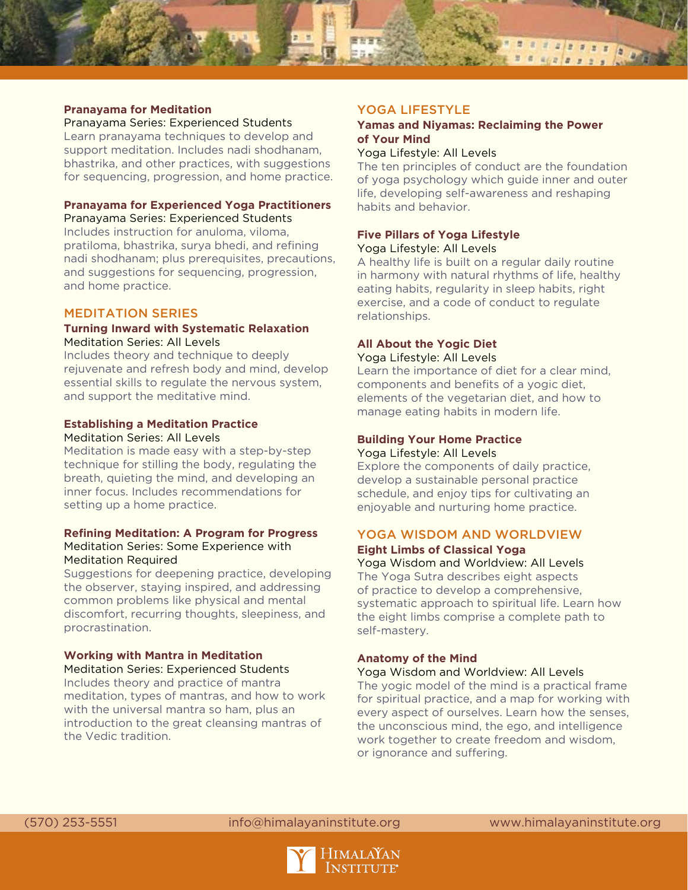### Pranayama for Meditation

Pranayama Series: Experienced Students

Learn pranayama techniques to develop and support meditation. Includes nadi shodhanam, bhastrika, and other practices, with suggestions for sequencing, progression, and home practice.

### Pranayama for Experienced Yoga Practitioners

Pranayama Series: Experienced Students

Includes instruction for anuloma, viloma, pratiloma, bhastrika, surya bhedi, and refining nadi shodhanam; plus prerequisites, precautions, and suggestions for sequencing, progression, and home practice.

## MEDITATION SERIES

### Turning Inward with Systematic Relaxation

Meditation Series: All Levels

Includes theory and technique to deeply rejuvenate and refresh body and mind, develop essential skills to regulate the nervous system, and support the meditative mind.

### Establishing a Meditation Practice

Meditation Series: All Levels

Meditation is made easy with a step-by-step technique for stilling the body, regulating the breath, quieting the mind, and developing an inner focus. Includes recommendations for setting up a home practice.

### Refining Meditation: A Program for Progress

Meditation Series: Some Experience with Meditation Required

Suggestions for deepening practice, developing the observer, staying inspired, and addressing common problems like physical and mental discomfort, recurring thoughts, sleepiness, and procrastination.

### Working with Mantra in Meditation

Meditation Series: Experienced Students

Includes theory and practice of mantra meditation, types of mantras, and how to work with the universal mantra so ham, plus an introduction to the great cleansing mantras of the Vedic tradition.

## YOGA LIFESTYLE

### Yamas and Niyamas: Reclaiming the Power of Your Mind

Yoga Lifestyle: All Levels

The ten principles of conduct are the foundation of yoga psychology which guide inner and outer life, developing self-awareness and reshaping habits and behavior.

### Five Pillars of Yoga Lifestyle

Yoga Lifestyle: All Levels

A healthy life is built on a regular daily routine in harmony with natural rhythms of life, healthy eating habits, regularity in sleep habits, right exercise, and a code of conduct to regulate relationships.

### All About the Yogic Diet

Yoga Lifestyle: All Levels

Learn the importance of diet for a clear mind, components and benefits of a yogic diet, elements of the vegetarian diet, and how to manage eating habits in modern life.

### Building Your Home Practice

Yoga Lifestyle: All Levels

Explore the components of daily practice, develop a sustainable personal practice schedule, and enjoy tips for cultivating an enjoyable and nurturing home practice.

## YOGA WISDOM AND WORLDVIEW

### Eight Limbs of Classical Yoga

Yoga Wisdom and Worldview: All Levels

The Yoga Sutra describes eight aspects of practice to develop a comprehensive, systematic approach to spiritual life. Learn how the eight limbs comprise a complete path to self-mastery.

### Anatomy of the Mind

Yoga Wisdom and Worldview: All Levels

The yogic model of the mind is a practical frame for spiritual practice, and a map for working with every aspect of ourselves. Learn how the senses, the unconscious mind, the ego, and intelligence work together to create freedom and wisdom, or ignorance and suffering.

(570) 253-5551 info@himalayaninstitute.org www.himalayaninstitute.org

Himalayan Institute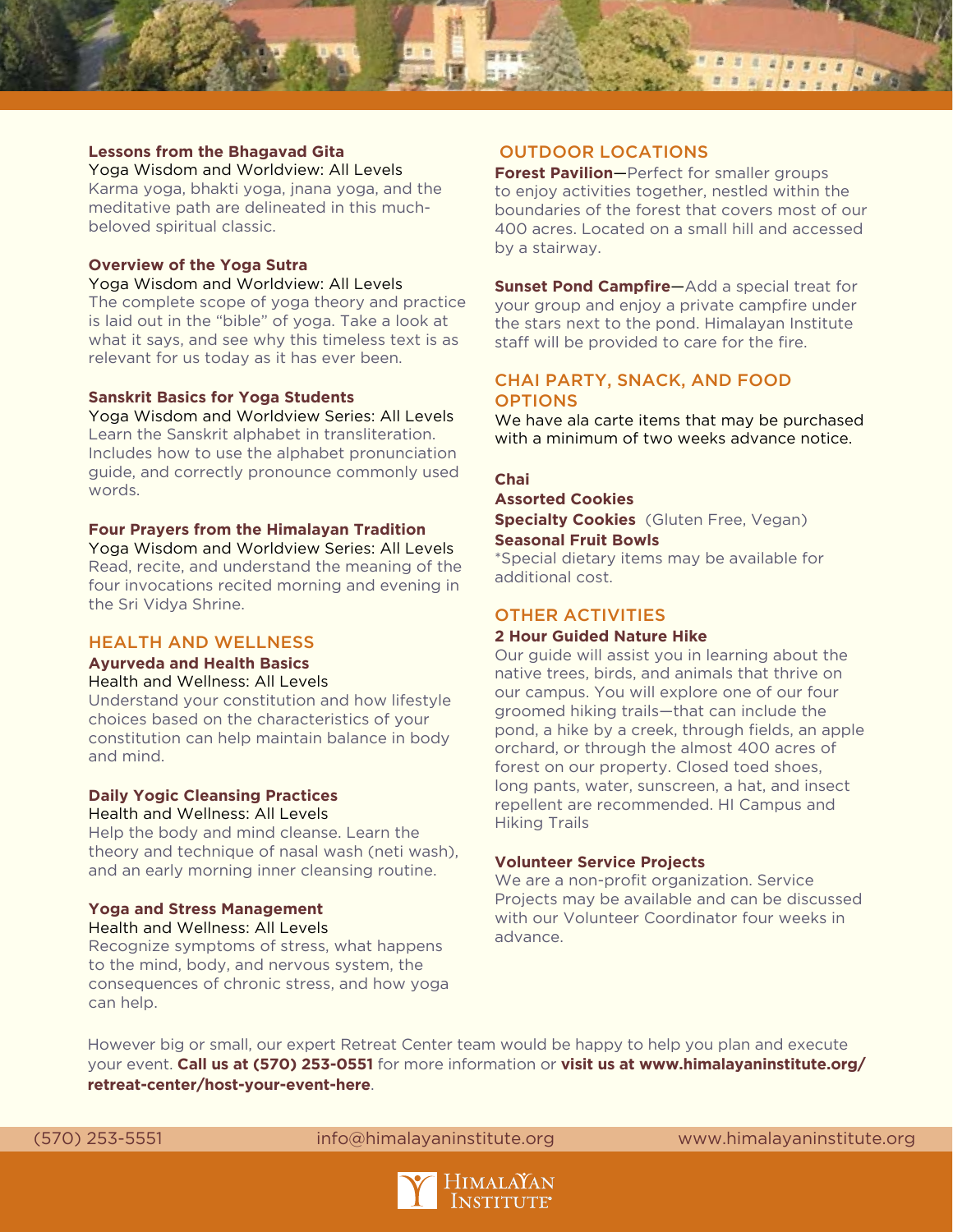**Lessons from the Bhagavad Gita**
Yoga Wisdom and Worldview: All Levels
Karma yoga, bhakti yoga, jnana yoga, and the meditative path are delineated in this much-beloved spiritual classic.

**Overview of the Yoga Sutra**
Yoga Wisdom and Worldview: All Levels
The complete scope of yoga theory and practice is laid out in the "bible" of yoga. Take a look at what it says, and see why this timeless text is as relevant for us today as it has ever been.

**Sanskrit Basics for Yoga Students**
Yoga Wisdom and Worldview Series: All Levels
Learn the Sanskrit alphabet in transliteration. Includes how to use the alphabet pronunciation guide, and correctly pronounce commonly used words.

**Four Prayers from the Himalayan Tradition**
Yoga Wisdom and Worldview Series: All Levels
Read, recite, and understand the meaning of the four invocations recited morning and evening in the Sri Vidya Shrine.

## HEALTH AND WELLNESS

**Ayurveda and Health Basics**
Health and Wellness: All Levels
Understand your constitution and how lifestyle choices based on the characteristics of your constitution can help maintain balance in body and mind.

**Daily Yogic Cleansing Practices**
Health and Wellness: All Levels
Help the body and mind cleanse. Learn the theory and technique of nasal wash (neti wash), and an early morning inner cleansing routine.

**Yoga and Stress Management**
Health and Wellness: All Levels
Recognize symptoms of stress, what happens to the mind, body, and nervous system, the consequences of chronic stress, and how yoga can help.

## OUTDOOR LOCATIONS

**Forest Pavilion**—Perfect for smaller groups to enjoy activities together, nestled within the boundaries of the forest that covers most of our 400 acres. Located on a small hill and accessed by a stairway.

**Sunset Pond Campfire**—Add a special treat for your group and enjoy a private campfire under the stars next to the pond. Himalayan Institute staff will be provided to care for the fire.

## CHAI PARTY, SNACK, AND FOOD OPTIONS

We have ala carte items that may be purchased with a minimum of two weeks advance notice.

**Chai**
**Assorted Cookies**
**Specialty Cookies** (Gluten Free, Vegan)
**Seasonal Fruit Bowls**
*Special dietary items may be available for additional cost.

## OTHER ACTIVITIES

**2 Hour Guided Nature Hike**
Our guide will assist you in learning about the native trees, birds, and animals that thrive on our campus. You will explore one of our four groomed hiking trails—that can include the pond, a hike by a creek, through fields, an apple orchard, or through the almost 400 acres of forest on our property. Closed toed shoes, long pants, water, sunscreen, a hat, and insect repellent are recommended. HI Campus and Hiking Trails

**Volunteer Service Projects**
We are a non-profit organization. Service Projects may be available and can be discussed with our Volunteer Coordinator four weeks in advance.

However big or small, our expert Retreat Center team would be happy to help you plan and execute your event. **Call us at (570) 253-0551** for more information or **visit us at www.himalayaninstitute.org/retreat-center/host-your-event-here**.

(570) 253-5551 info@himalayaninstitute.org www.himalayaninstitute.org

Himalayan Institute